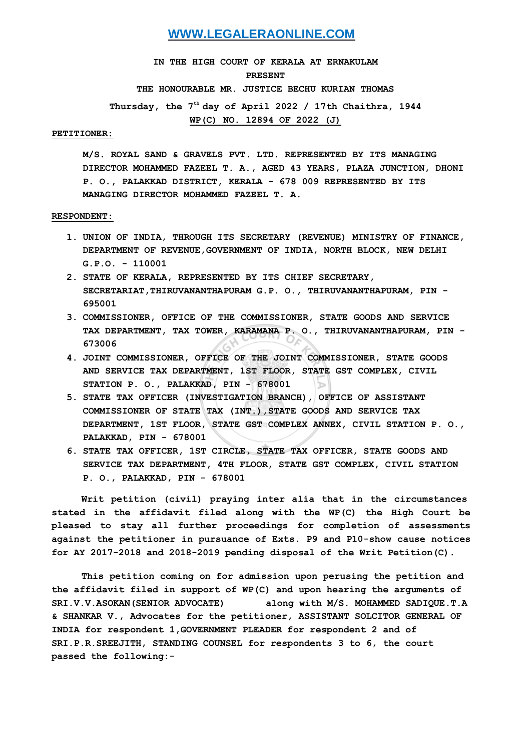**WWW.LEGALERAONLINE.COM**

IN THE HIGH COURT OF KERALA AT ERNAKULAM

PRESENT

THE HONOURABLE MR. JUSTICE BECHU KURIAN THOMAS

Thursday, the 7th day of April 2022 / 17th Chaithra, 1944

WP(C) NO. 12894 OF 2022 (J)

**PETITIONER:**

M/S. ROYAL SAND & GRAVELS PVT. LTD. REPRESENTED BY ITS MANAGING DIRECTOR MOHAMMED FAZEEL T. A., AGED 43 YEARS, PLAZA JUNCTION, DHONI P. O., PALAKKAD DISTRICT, KERALA - 678 009 REPRESENTED BY ITS MANAGING DIRECTOR MOHAMMED FAZEEL T. A.

**RESPONDENT:**

1. UNION OF INDIA, THROUGH ITS SECRETARY (REVENUE) MINISTRY OF FINANCE, DEPARTMENT OF REVENUE,GOVERNMENT OF INDIA, NORTH BLOCK, NEW DELHI G.P.O. - 110001
2. STATE OF KERALA, REPRESENTED BY ITS CHIEF SECRETARY, SECRETARIAT,THIRUVANANTHAPURAM G.P. O., THIRUVANANTHAPURAM, PIN - 695001
3. COMMISSIONER, OFFICE OF THE COMMISSIONER, STATE GOODS AND SERVICE TAX DEPARTMENT, TAX TOWER, KARAMANA P. O., THIRUVANANTHAPURAM, PIN - 673006
4. JOINT COMMISSIONER, OFFICE OF THE JOINT COMMISSIONER, STATE GOODS AND SERVICE TAX DEPARTMENT, 1ST FLOOR, STATE GST COMPLEX, CIVIL STATION P. O., PALAKKAD, PIN - 678001
5. STATE TAX OFFICER (INVESTIGATION BRANCH), OFFICE OF ASSISTANT COMMISSIONER OF STATE TAX (INT.),STATE GOODS AND SERVICE TAX DEPARTMENT, 1ST FLOOR, STATE GST COMPLEX ANNEX, CIVIL STATION P. O., PALAKKAD, PIN - 678001
6. STATE TAX OFFICER, 1ST CIRCLE, STATE TAX OFFICER, STATE GOODS AND SERVICE TAX DEPARTMENT, 4TH FLOOR, STATE GST COMPLEX, CIVIL STATION P. O., PALAKKAD, PIN - 678001

Writ petition (civil) praying inter alia that in the circumstances stated in the affidavit filed along with the WP(C) the High Court be pleased to stay all further proceedings for completion of assessments against the petitioner in pursuance of Exts. P9 and P10-show cause notices for AY 2017-2018 and 2018-2019 pending disposal of the Writ Petition(C).

This petition coming on for admission upon perusing the petition and the affidavit filed in support of WP(C) and upon hearing the arguments of SRI.V.V.ASOKAN(SENIOR ADVOCATE) along with M/S. MOHAMMED SADIQUE.T.A & SHANKAR V., Advocates for the petitioner, ASSISTANT SOLCITOR GENERAL OF INDIA for respondent 1,GOVERNMENT PLEADER for respondent 2 and of SRI.P.R.SREEJITH, STANDING COUNSEL for respondents 3 to 6, the court passed the following:-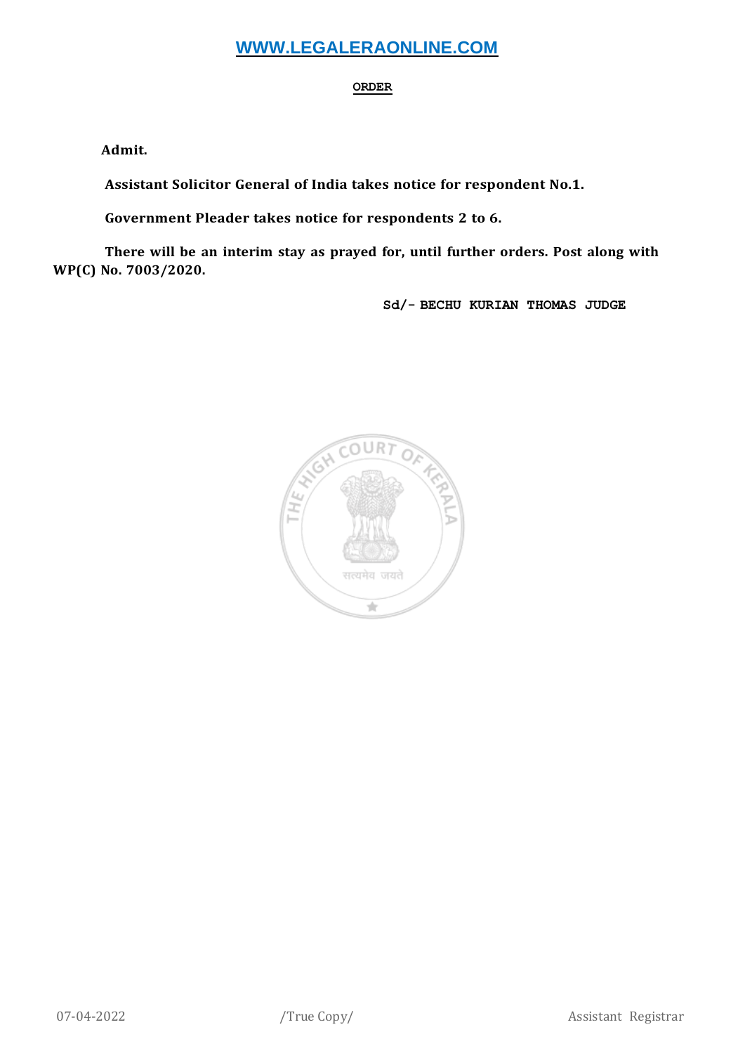**ORDER**

**Admit.**

**Assistant Solicitor General of India takes notice for respondent No.1.**

**Government Pleader takes notice for respondents 2 to 6.**

**There will be an interim stay as prayed for, until further orders. Post along with WP(C) No. 7003/2020.**

**Sd/- BECHU KURIAN THOMAS JUDGE**

07-04-2022 /True Copy/ Assistant Registrar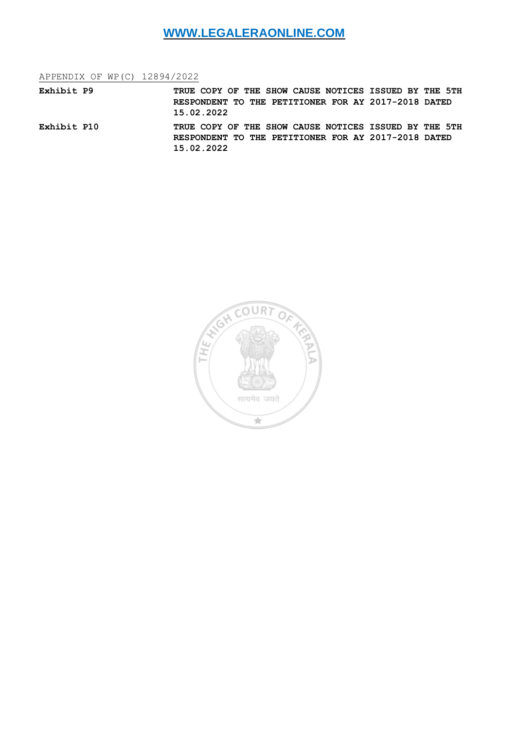APPENDIX OF WP(C) 12894/2022

| | |
|---|---|
| **Exhibit P9** | **TRUE COPY OF THE SHOW CAUSE NOTICES ISSUED BY THE 5TH RESPONDENT TO THE PETITIONER FOR AY 2017-2018 DATED 15.02.2022** |
| **Exhibit P10** | **TRUE COPY OF THE SHOW CAUSE NOTICES ISSUED BY THE 5TH RESPONDENT TO THE PETITIONER FOR AY 2017-2018 DATED 15.02.2022** |